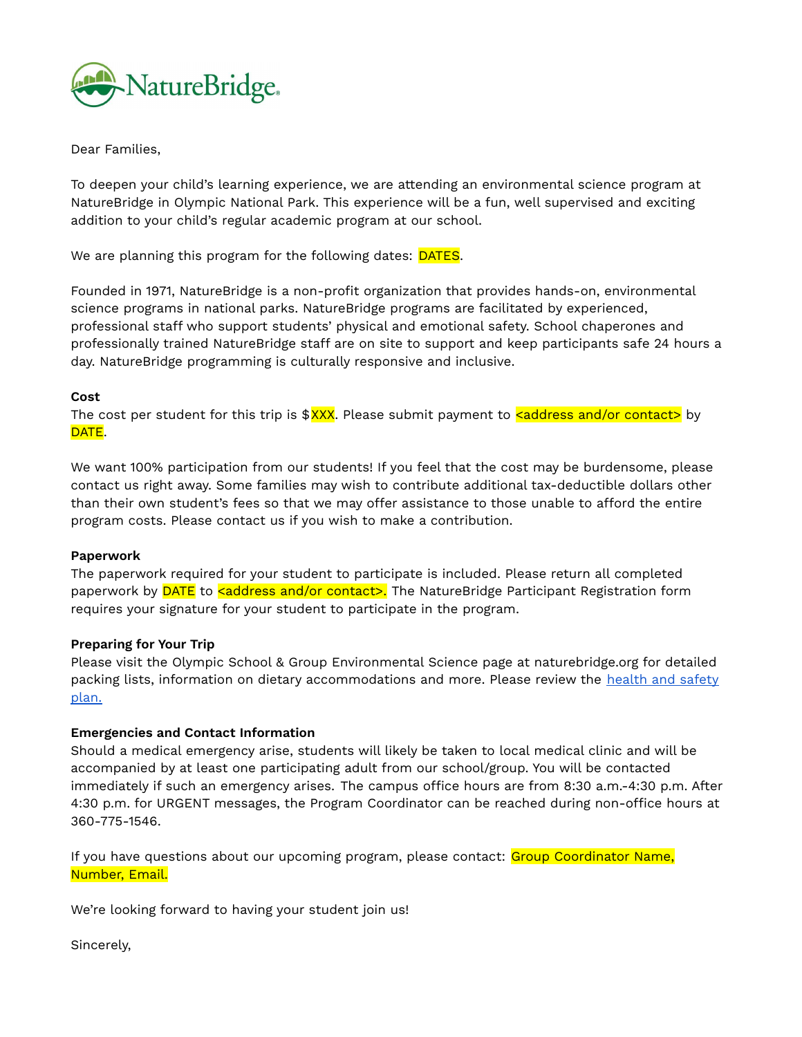NatureBridge

Dear Families,

To deepen your child's learning experience, we are attending an environmental science program at NatureBridge in Olympic National Park. This experience will be a fun, well supervised and exciting addition to your child's regular academic program at our school.

We are planning this program for the following dates: DATES.

Founded in 1971, NatureBridge is a non-profit organization that provides hands-on, environmental science programs in national parks. NatureBridge programs are facilitated by experienced, professional staff who support students' physical and emotional safety. School chaperones and professionally trained NatureBridge staff are on site to support and keep participants safe 24 hours a day. NatureBridge programming is culturally responsive and inclusive.

**Cost**

The cost per student for this trip is $XXX. Please submit payment to <address and/or contact> by DATE.

We want 100% participation from our students! If you feel that the cost may be burdensome, please contact us right away. Some families may wish to contribute additional tax-deductible dollars other than their own student's fees so that we may offer assistance to those unable to afford the entire program costs. Please contact us if you wish to make a contribution.

**Paperwork**

The paperwork required for your student to participate is included. Please return all completed paperwork by DATE to <address and/or contact>. The NatureBridge Participant Registration form requires your signature for your student to participate in the program.

**Preparing for Your Trip**

Please visit the Olympic School & Group Environmental Science page at naturebridge.org for detailed packing lists, information on dietary accommodations and more. Please review the health and safety plan.

**Emergencies and Contact Information**

Should a medical emergency arise, students will likely be taken to local medical clinic and will be accompanied by at least one participating adult from our school/group. You will be contacted immediately if such an emergency arises. The campus office hours are from 8:30 a.m.-4:30 p.m. After 4:30 p.m. for URGENT messages, the Program Coordinator can be reached during non-office hours at 360-775-1546.

If you have questions about our upcoming program, please contact: Group Coordinator Name, Number, Email.

We're looking forward to having your student join us!

Sincerely,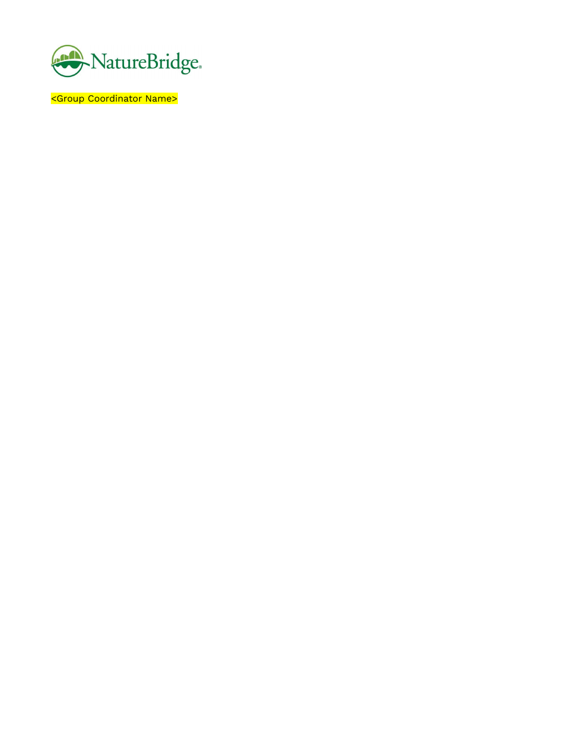NatureBridge

<Group Coordinator Name>